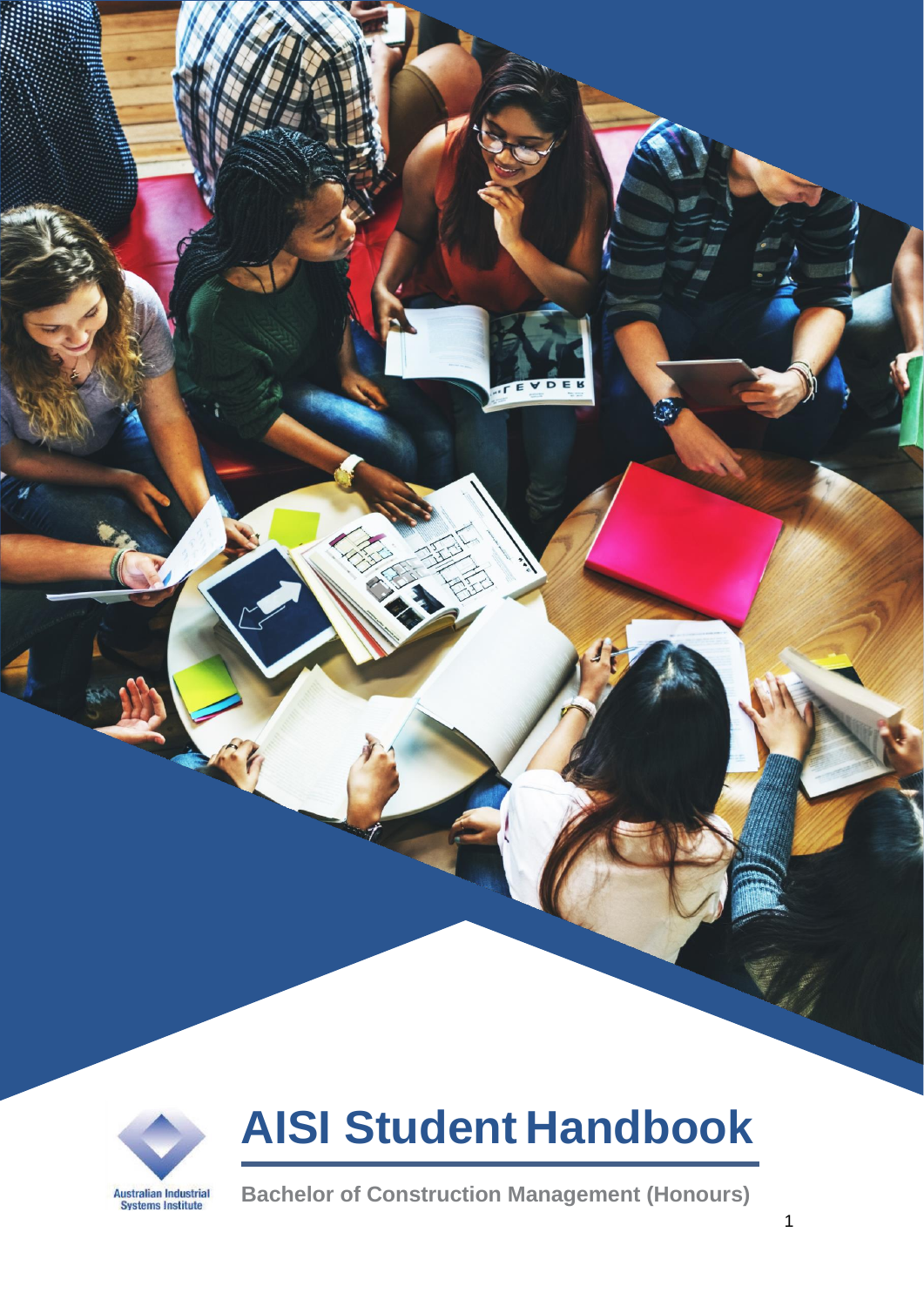Australian Industrial Systems Institute

# AISI Student Handbook

**Bachelor of Construction Management (Honours)**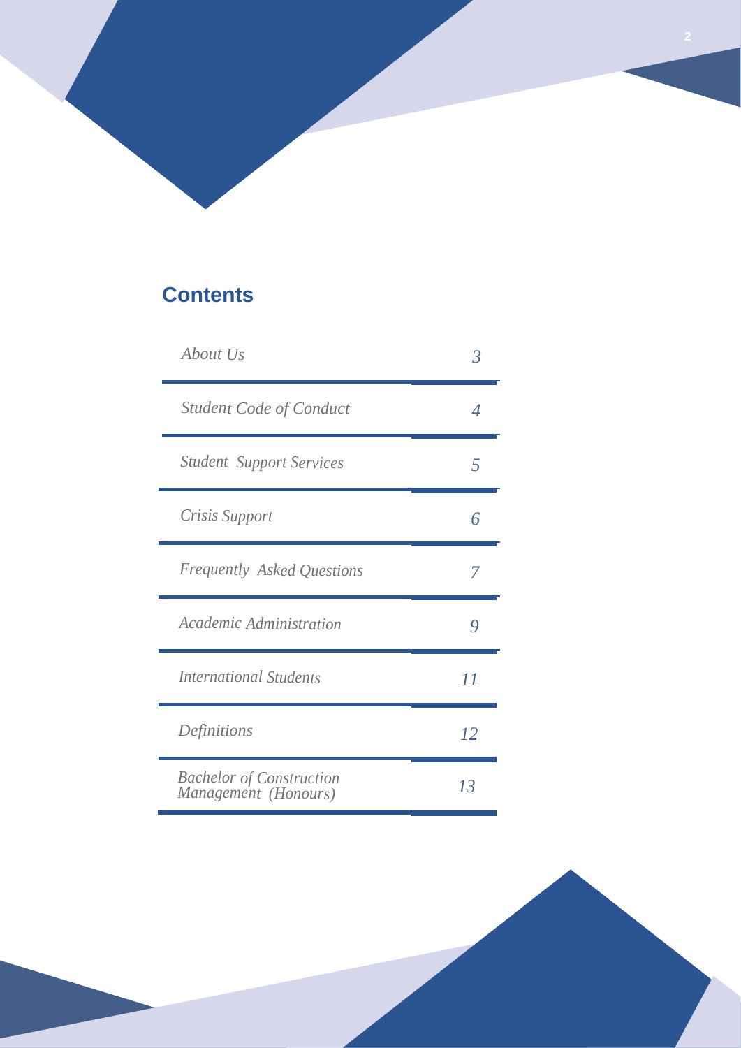## Contents

| | |
|---|---|
| *About Us* | *3* |
| *Student Code of Conduct* | *4* |
| *Student Support Services* | *5* |
| *Crisis Support* | *6* |
| *Frequently Asked Questions* | *7* |
| *Academic Administration* | *9* |
| *International Students* | *11* |
| *Definitions* | *12* |
| *Bachelor of Construction Management (Honours)* | *13* |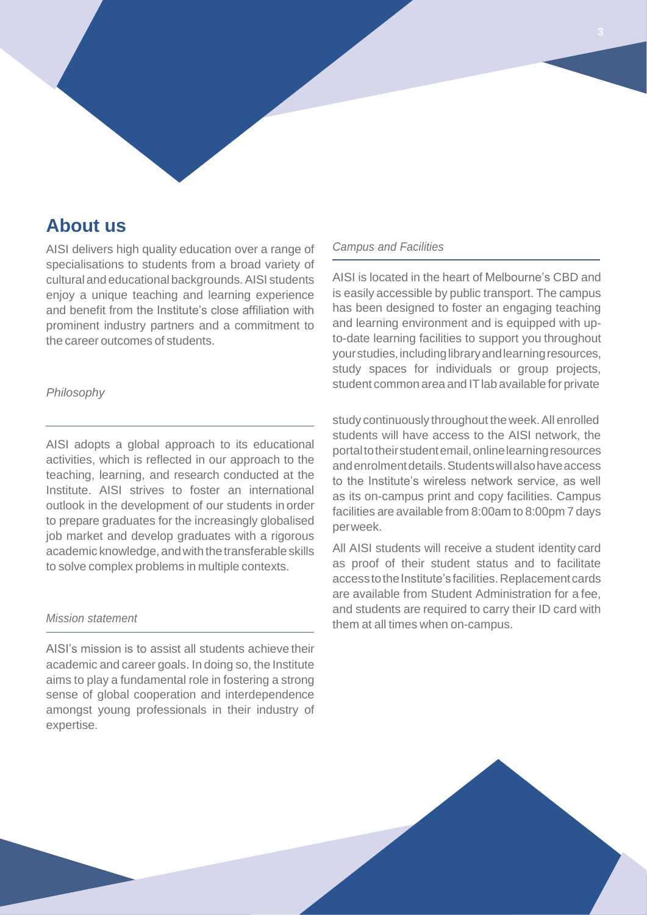## About us

AISI delivers high quality education over a range of specialisations to students from a broad variety of cultural and educational backgrounds. AISI students enjoy a unique teaching and learning experience and benefit from the Institute's close affiliation with prominent industry partners and a commitment to the career outcomes of students.

### *Philosophy*

AISI adopts a global approach to its educational activities, which is reflected in our approach to the teaching, learning, and research conducted at the Institute. AISI strives to foster an international outlook in the development of our students in order to prepare graduates for the increasingly globalised job market and develop graduates with a rigorous academic knowledge, and with the transferable skills to solve complex problems in multiple contexts.

### *Mission statement*

AISI's mission is to assist all students achieve their academic and career goals. In doing so, the Institute aims to play a fundamental role in fostering a strong sense of global cooperation and interdependence amongst young professionals in their industry of expertise.

### *Campus and Facilities*

AISI is located in the heart of Melbourne's CBD and is easily accessible by public transport. The campus has been designed to foster an engaging teaching and learning environment and is equipped with up-to-date learning facilities to support you throughout your studies, including library and learning resources, study spaces for individuals or group projects, student common area and IT lab available for private study continuously throughout the week. All enrolled students will have access to the AISI network, the portal to their student email, online learning resources and enrolment details. Students will also have access to the Institute's wireless network service, as well as its on-campus print and copy facilities. Campus facilities are available from 8:00am to 8:00pm 7 days per week.

All AISI students will receive a student identity card as proof of their student status and to facilitate access to the Institute's facilities. Replacement cards are available from Student Administration for a fee, and students are required to carry their ID card with them at all times when on-campus.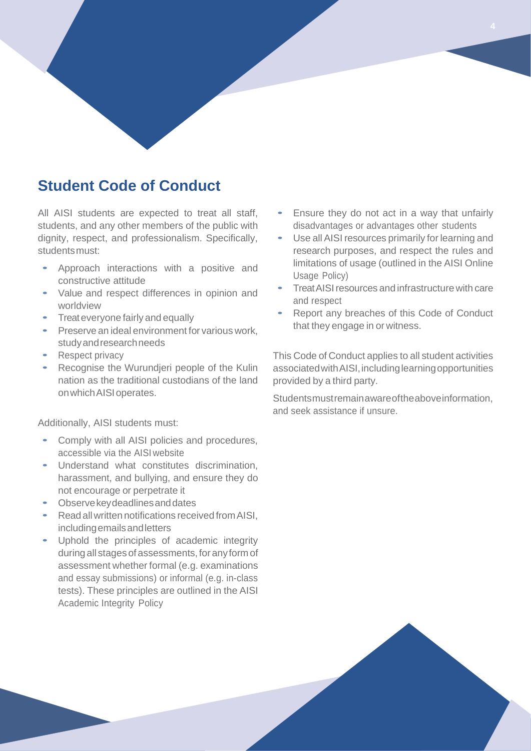## Student Code of Conduct

All AISI students are expected to treat all staff, students, and any other members of the public with dignity, respect, and professionalism. Specifically, students must:

- Approach interactions with a positive and constructive attitude
- Value and respect differences in opinion and worldview
- Treat everyone fairly and equally
- Preserve an ideal environment for various work, study and research needs
- Respect privacy
- Recognise the Wurundjeri people of the Kulin nation as the traditional custodians of the land on which AISI operates.

Additionally, AISI students must:

- Comply with all AISI policies and procedures, accessible via the AISI website
- Understand what constitutes discrimination, harassment, and bullying, and ensure they do not encourage or perpetrate it
- Observe key deadlines and dates
- Read all written notifications received from AISI, including emails and letters
- Uphold the principles of academic integrity during all stages of assessments, for any form of assessment whether formal (e.g. examinations and essay submissions) or informal (e.g. in-class tests). These principles are outlined in the AISI Academic Integrity Policy
- Ensure they do not act in a way that unfairly disadvantages or advantages other students
- Use all AISI resources primarily for learning and research purposes, and respect the rules and limitations of usage (outlined in the AISI Online Usage Policy)
- Treat AISI resources and infrastructure with care and respect
- Report any breaches of this Code of Conduct that they engage in or witness.

This Code of Conduct applies to all student activities associated with AISI, including learning opportunities provided by a third party.

Students must remain aware of the above information, and seek assistance if unsure.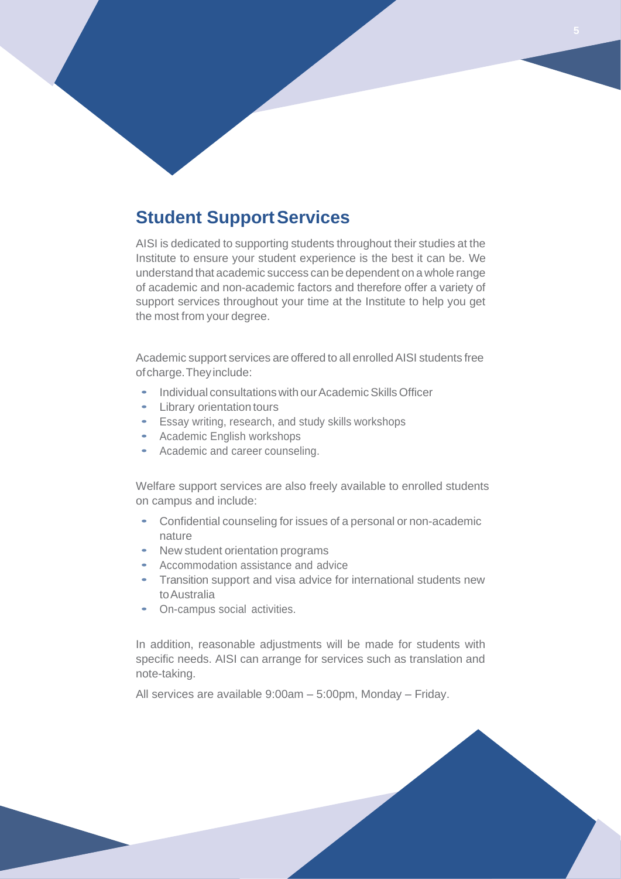## Student Support Services

AISI is dedicated to supporting students throughout their studies at the Institute to ensure your student experience is the best it can be. We understand that academic success can be dependent on a whole range of academic and non-academic factors and therefore offer a variety of support services throughout your time at the Institute to help you get the most from your degree.

Academic support services are offered to all enrolled AISI students free of charge. They include:

- Individual consultations with our Academic Skills Officer
- Library orientation tours
- Essay writing, research, and study skills workshops
- Academic English workshops
- Academic and career counseling.

Welfare support services are also freely available to enrolled students on campus and include:

- Confidential counseling for issues of a personal or non-academic nature
- New student orientation programs
- Accommodation assistance and advice
- Transition support and visa advice for international students new to Australia
- On-campus social activities.

In addition, reasonable adjustments will be made for students with specific needs. AISI can arrange for services such as translation and note-taking.

All services are available 9:00am – 5:00pm, Monday – Friday.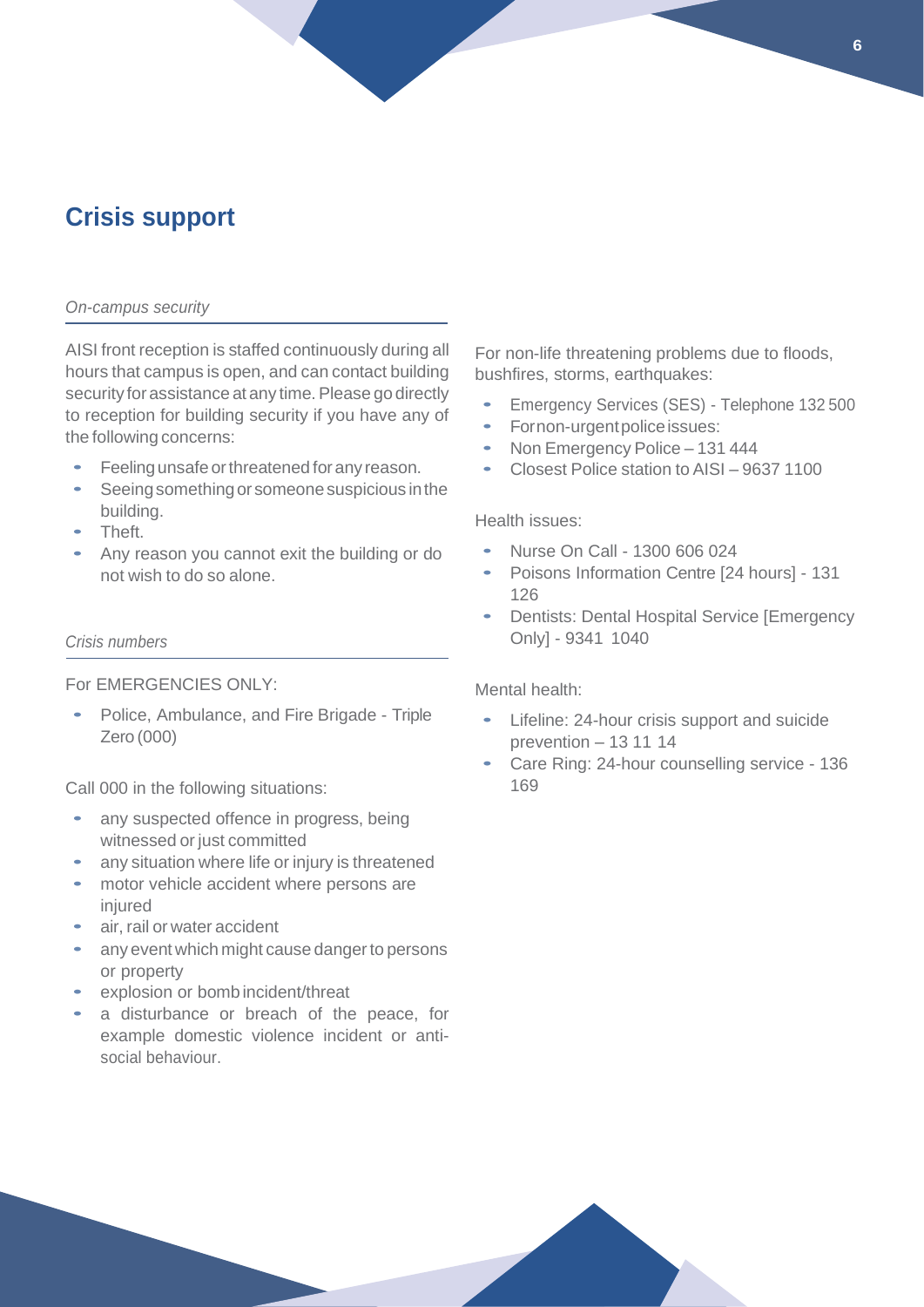# Crisis support

*On-campus security*

AISI front reception is staffed continuously during all hours that campus is open, and can contact building security for assistance at any time. Please go directly to reception for building security if you have any of the following concerns:

- Feeling unsafe or threatened for any reason.
- Seeing something or someone suspicious in the building.
- Theft.
- Any reason you cannot exit the building or do not wish to do so alone.

*Crisis numbers*

For EMERGENCIES ONLY:

- Police, Ambulance, and Fire Brigade - Triple Zero (000)

Call 000 in the following situations:

- any suspected offence in progress, being witnessed or just committed
- any situation where life or injury is threatened
- motor vehicle accident where persons are injured
- air, rail or water accident
- any event which might cause danger to persons or property
- explosion or bomb incident/threat
- a disturbance or breach of the peace, for example domestic violence incident or anti-social behaviour.

For non-life threatening problems due to floods, bushfires, storms, earthquakes:

- Emergency Services (SES) - Telephone 132 500
- For non-urgent police issues:
- Non Emergency Police – 131 444
- Closest Police station to AISI – 9637 1100

Health issues:

- Nurse On Call - 1300 606 024
- Poisons Information Centre [24 hours] - 131 126
- Dentists: Dental Hospital Service [Emergency Only] - 9341 1040

Mental health:

- Lifeline: 24-hour crisis support and suicide prevention – 13 11 14
- Care Ring: 24-hour counselling service - 136 169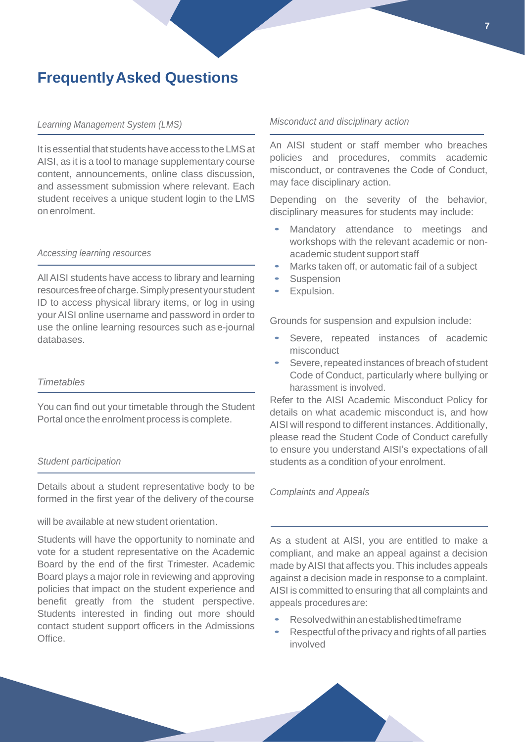# Frequently Asked Questions

*Learning Management System (LMS)*

It is essential that students have access to the LMS at AISI, as it is a tool to manage supplementary course content, announcements, online class discussion, and assessment submission where relevant. Each student receives a unique student login to the LMS on enrolment.

*Accessing learning resources*

All AISI students have access to library and learning resources free of charge. Simply present your student ID to access physical library items, or log in using your AISI online username and password in order to use the online learning resources such as e-journal databases.

*Timetables*

You can find out your timetable through the Student Portal once the enrolment process is complete.

*Student participation*

Details about a student representative body to be formed in the first year of the delivery of the course will be available at new student orientation.

Students will have the opportunity to nominate and vote for a student representative on the Academic Board by the end of the first Trimester. Academic Board plays a major role in reviewing and approving policies that impact on the student experience and benefit greatly from the student perspective. Students interested in finding out more should contact student support officers in the Admissions Office.

*Misconduct and disciplinary action*

An AISI student or staff member who breaches policies and procedures, commits academic misconduct, or contravenes the Code of Conduct, may face disciplinary action.

Depending on the severity of the behavior, disciplinary measures for students may include:

- Mandatory attendance to meetings and workshops with the relevant academic or non-academic student support staff
- Marks taken off, or automatic fail of a subject
- Suspension
- Expulsion.

Grounds for suspension and expulsion include:

- Severe, repeated instances of academic misconduct
- Severe, repeated instances of breach of student Code of Conduct, particularly where bullying or harassment is involved.

Refer to the AISI Academic Misconduct Policy for details on what academic misconduct is, and how AISI will respond to different instances. Additionally, please read the Student Code of Conduct carefully to ensure you understand AISI's expectations of all students as a condition of your enrolment.

*Complaints and Appeals*

As a student at AISI, you are entitled to make a compliant, and make an appeal against a decision made by AISI that affects you. This includes appeals against a decision made in response to a complaint. AISI is committed to ensuring that all complaints and appeals procedures are:

- Resolved within an established timeframe
- Respectful of the privacy and rights of all parties involved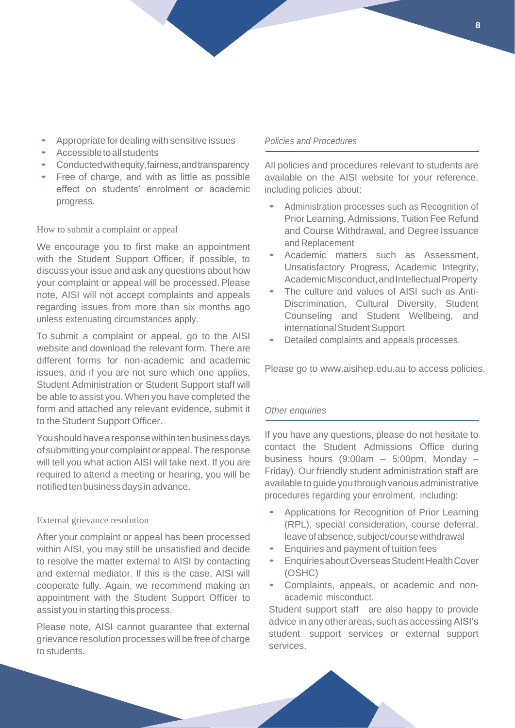- Appropriate for dealing with sensitive issues
- Accessible to all students
- Conducted with equity, fairness, and transparency
- Free of charge, and with as little as possible effect on students' enrolment or academic progress.

### How to submit a complaint or appeal

We encourage you to first make an appointment with the Student Support Officer, if possible, to discuss your issue and ask any questions about how your complaint or appeal will be processed. Please note, AISI will not accept complaints and appeals regarding issues from more than six months ago unless extenuating circumstances apply.

To submit a complaint or appeal, go to the AISI website and download the relevant form. There are different forms for non-academic and academic issues, and if you are not sure which one applies, Student Administration or Student Support staff will be able to assist you. When you have completed the form and attached any relevant evidence, submit it to the Student Support Officer.

You should have a response within ten business days of submitting your complaint or appeal. The response will tell you what action AISI will take next. If you are required to attend a meeting or hearing, you will be notified ten business days in advance.

### External grievance resolution

After your complaint or appeal has been processed within AISI, you may still be unsatisfied and decide to resolve the matter external to AISI by contacting and external mediator. If this is the case, AISI will cooperate fully. Again, we recommend making an appointment with the Student Support Officer to assist you in starting this process.

Please note, AISI cannot guarantee that external grievance resolution processes will be free of charge to students.

### *Policies and Procedures*

All policies and procedures relevant to students are available on the AISI website for your reference, including policies about:

- Administration processes such as Recognition of Prior Learning, Admissions, Tuition Fee Refund and Course Withdrawal, and Degree Issuance and Replacement
- Academic matters such as Assessment, Unsatisfactory Progress, Academic Integrity, Academic Misconduct, and Intellectual Property
- The culture and values of AISI such as Anti-Discrimination, Cultural Diversity, Student Counseling and Student Wellbeing, and international Student Support
- Detailed complaints and appeals processes.

Please go to www.aisihep.edu.au to access policies.

### *Other enquiries*

If you have any questions, please do not hesitate to contact the Student Admissions Office during business hours (9:00am – 5:00pm, Monday – Friday). Our friendly student administration staff are available to guide you through various administrative procedures regarding your enrolment, including:

- Applications for Recognition of Prior Learning (RPL), special consideration, course deferral, leave of absence, subject/course withdrawal
- Enquiries and payment of tuition fees
- Enquiries about Overseas Student Health Cover (OSHC)
- Complaints, appeals, or academic and non-academic misconduct.

Student support staff are also happy to provide advice in any other areas, such as accessing AISI's student support services or external support services.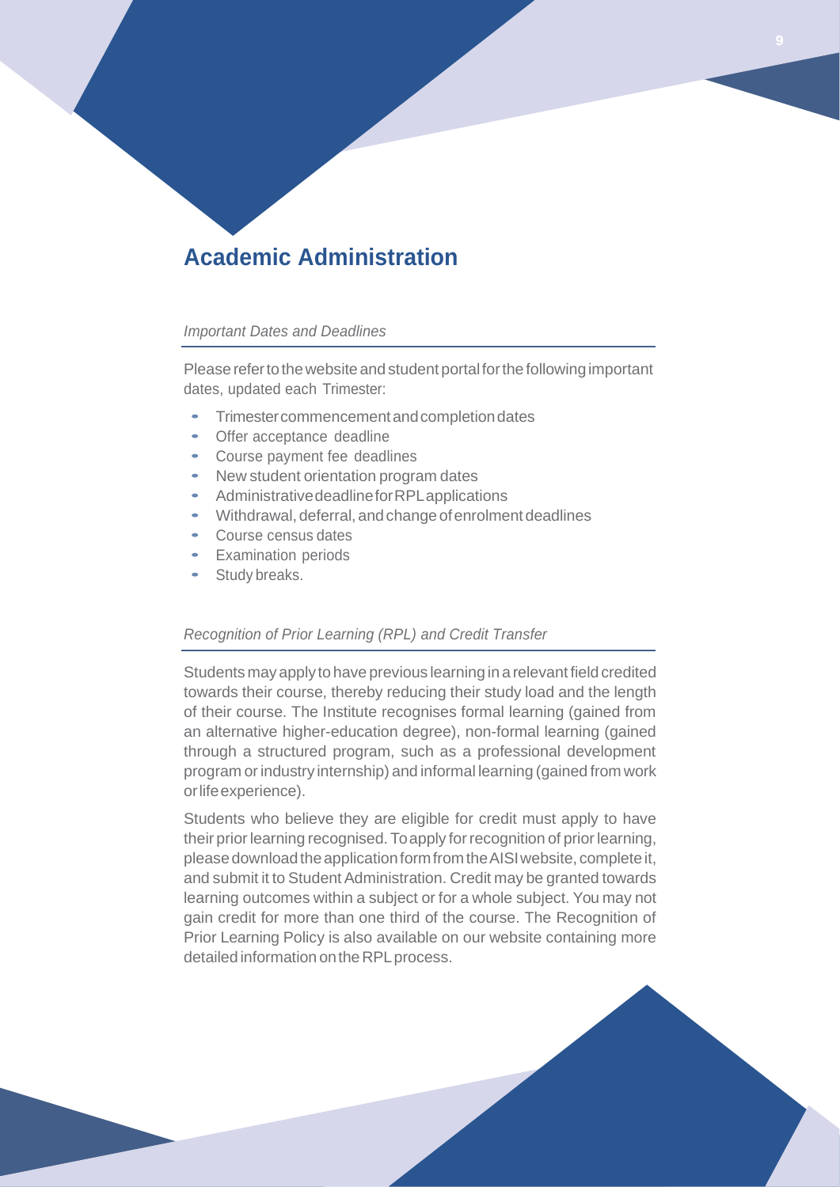# Academic Administration

### *Important Dates and Deadlines*

Please refer to the website and student portal for the following important dates, updated each Trimester:

- Trimester commencement and completion dates
- Offer acceptance deadline
- Course payment fee deadlines
- New student orientation program dates
- Administrative deadline for RPL applications
- Withdrawal, deferral, and change of enrolment deadlines
- Course census dates
- Examination periods
- Study breaks.

### *Recognition of Prior Learning (RPL) and Credit Transfer*

Students may apply to have previous learning in a relevant field credited towards their course, thereby reducing their study load and the length of their course. The Institute recognises formal learning (gained from an alternative higher-education degree), non-formal learning (gained through a structured program, such as a professional development program or industry internship) and informal learning (gained from work or life experience).

Students who believe they are eligible for credit must apply to have their prior learning recognised. To apply for recognition of prior learning, please download the application form from the AISI website, complete it, and submit it to Student Administration. Credit may be granted towards learning outcomes within a subject or for a whole subject. You may not gain credit for more than one third of the course. The Recognition of Prior Learning Policy is also available on our website containing more detailed information on the RPL process.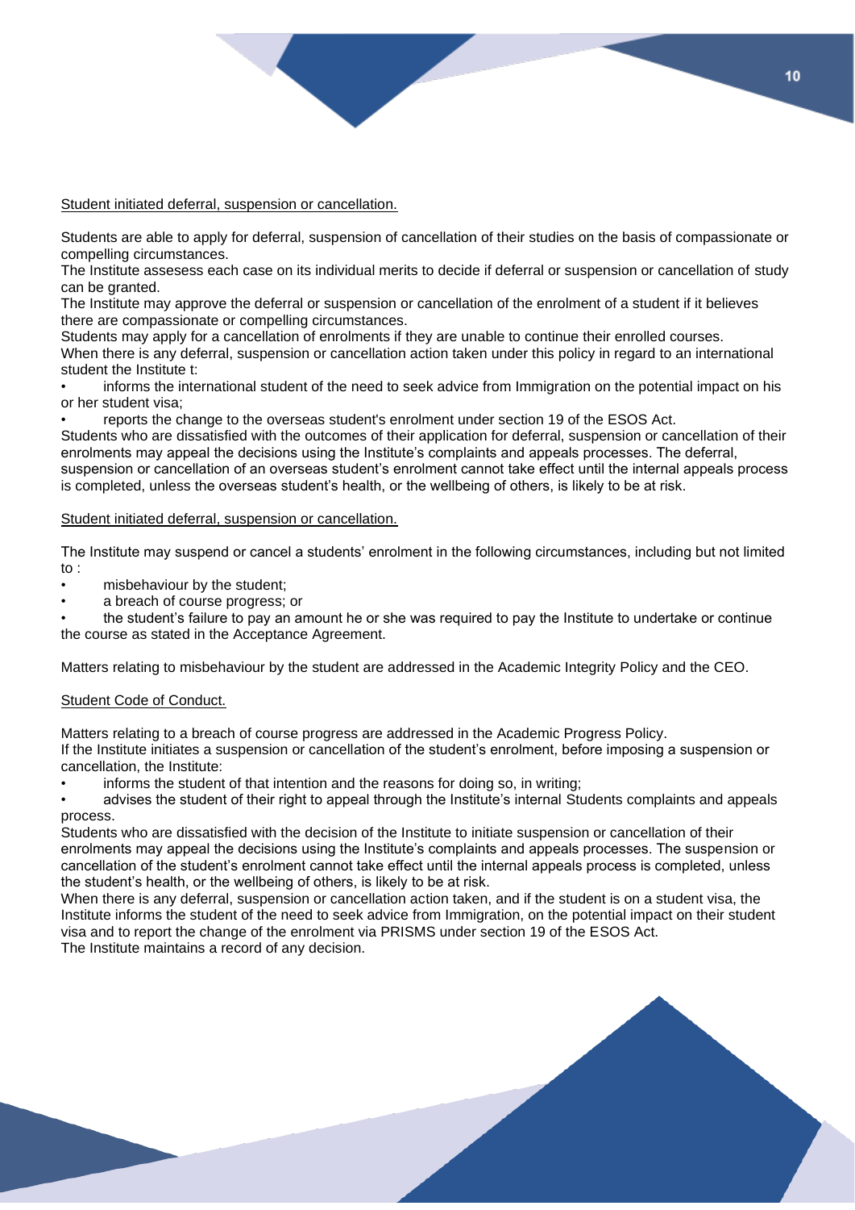<u>Student initiated deferral, suspension or cancellation.</u>

Students are able to apply for deferral, suspension of cancellation of their studies on the basis of compassionate or compelling circumstances.
The Institute assesess each case on its individual merits to decide if deferral or suspension or cancellation of study can be granted.
The Institute may approve the deferral or suspension or cancellation of the enrolment of a student if it believes there are compassionate or compelling circumstances.
Students may apply for a cancellation of enrolments if they are unable to continue their enrolled courses.
When there is any deferral, suspension or cancellation action taken under this policy in regard to an international student the Institute t:

- informs the international student of the need to seek advice from Immigration on the potential impact on his or her student visa;
- reports the change to the overseas student's enrolment under section 19 of the ESOS Act.

Students who are dissatisfied with the outcomes of their application for deferral, suspension or cancellation of their enrolments may appeal the decisions using the Institute's complaints and appeals processes. The deferral, suspension or cancellation of an overseas student's enrolment cannot take effect until the internal appeals process is completed, unless the overseas student's health, or the wellbeing of others, is likely to be at risk.

<u>Student initiated deferral, suspension or cancellation.</u>

The Institute may suspend or cancel a students' enrolment in the following circumstances, including but not limited to :

- misbehaviour by the student;
- a breach of course progress; or
- the student's failure to pay an amount he or she was required to pay the Institute to undertake or continue the course as stated in the Acceptance Agreement.

Matters relating to misbehaviour by the student are addressed in the Academic Integrity Policy and the CEO.

<u>Student Code of Conduct.</u>

Matters relating to a breach of course progress are addressed in the Academic Progress Policy.
If the Institute initiates a suspension or cancellation of the student's enrolment, before imposing a suspension or cancellation, the Institute:

- informs the student of that intention and the reasons for doing so, in writing;
- advises the student of their right to appeal through the Institute's internal Students complaints and appeals process.

Students who are dissatisfied with the decision of the Institute to initiate suspension or cancellation of their enrolments may appeal the decisions using the Institute's complaints and appeals processes. The suspension or cancellation of the student's enrolment cannot take effect until the internal appeals process is completed, unless the student's health, or the wellbeing of others, is likely to be at risk.
When there is any deferral, suspension or cancellation action taken, and if the student is on a student visa, the Institute informs the student of the need to seek advice from Immigration, on the potential impact on their student visa and to report the change of the enrolment via PRISMS under section 19 of the ESOS Act.
The Institute maintains a record of any decision.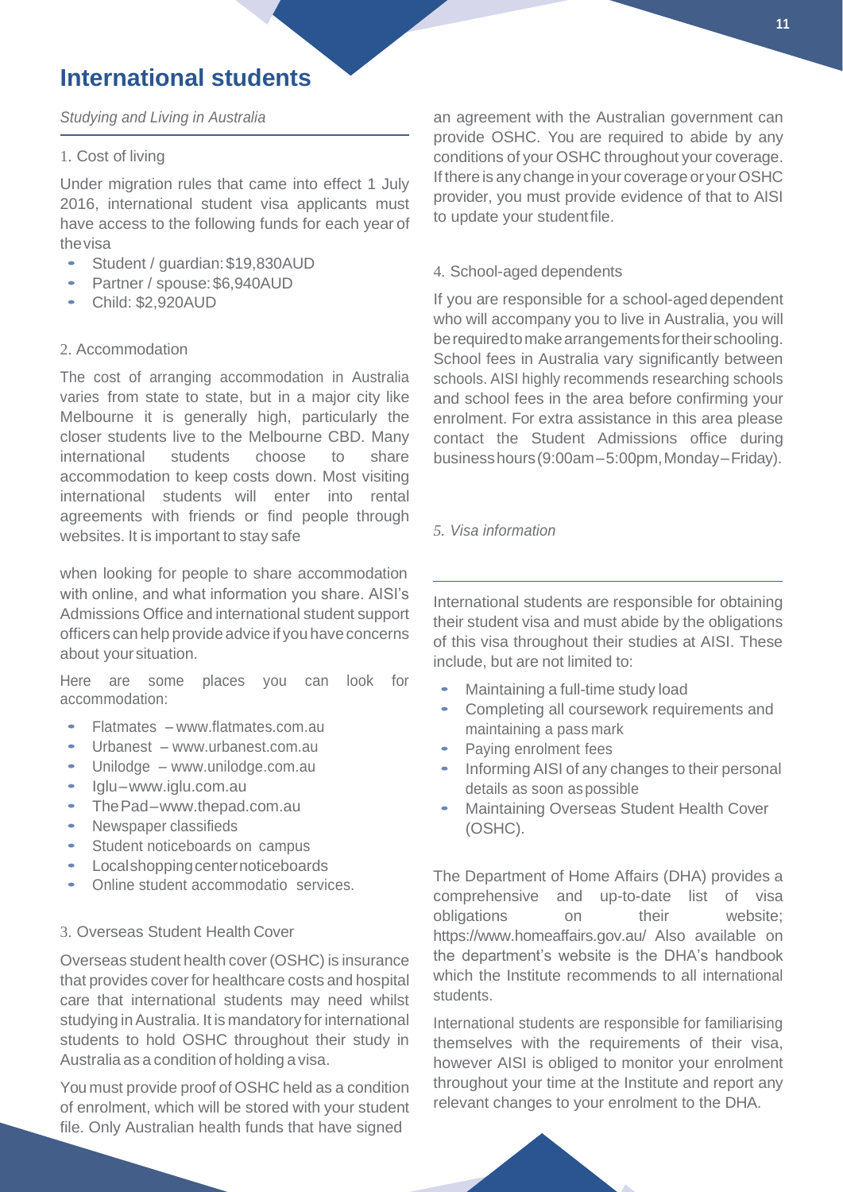# International students

*Studying and Living in Australia*

1. Cost of living

Under migration rules that came into effect 1 July 2016, international student visa applicants must have access to the following funds for each year of the visa

- Student / guardian: $19,830AUD
- Partner / spouse: $6,940AUD
- Child: $2,920AUD

2. Accommodation

The cost of arranging accommodation in Australia varies from state to state, but in a major city like Melbourne it is generally high, particularly the closer students live to the Melbourne CBD. Many international students choose to share accommodation to keep costs down. Most visiting international students will enter into rental agreements with friends or find people through websites. It is important to stay safe

when looking for people to share accommodation with online, and what information you share. AISI's Admissions Office and international student support officers can help provide advice if you have concerns about your situation.

Here are some places you can look for accommodation:

- Flatmates – www.flatmates.com.au
- Urbanest – www.urbanest.com.au
- Unilodge – www.unilodge.com.au
- Iglu–www.iglu.com.au
- The Pad–www.thepad.com.au
- Newspaper classifieds
- Student noticeboards on campus
- Local shopping center noticeboards
- Online student accommodatio services.

3. Overseas Student Health Cover

Overseas student health cover (OSHC) is insurance that provides cover for healthcare costs and hospital care that international students may need whilst studying in Australia. It is mandatory for international students to hold OSHC throughout their study in Australia as a condition of holding a visa.

You must provide proof of OSHC held as a condition of enrolment, which will be stored with your student file. Only Australian health funds that have signed an agreement with the Australian government can provide OSHC. You are required to abide by any conditions of your OSHC throughout your coverage. If there is any change in your coverage or your OSHC provider, you must provide evidence of that to AISI to update your student file.

4. School-aged dependents

If you are responsible for a school-aged dependent who will accompany you to live in Australia, you will be required to make arrangements for their schooling. School fees in Australia vary significantly between schools. AISI highly recommends researching schools and school fees in the area before confirming your enrolment. For extra assistance in this area please contact the Student Admissions office during business hours (9:00am–5:00pm, Monday–Friday).

*5. Visa information*

International students are responsible for obtaining their student visa and must abide by the obligations of this visa throughout their studies at AISI. These include, but are not limited to:

- Maintaining a full-time study load
- Completing all coursework requirements and maintaining a pass mark
- Paying enrolment fees
- Informing AISI of any changes to their personal details as soon as possible
- Maintaining Overseas Student Health Cover (OSHC).

The Department of Home Affairs (DHA) provides a comprehensive and up-to-date list of visa obligations on their website; https://www.homeaffairs.gov.au/ Also available on the department's website is the DHA's handbook which the Institute recommends to all international students.

International students are responsible for familiarising themselves with the requirements of their visa, however AISI is obliged to monitor your enrolment throughout your time at the Institute and report any relevant changes to your enrolment to the DHA.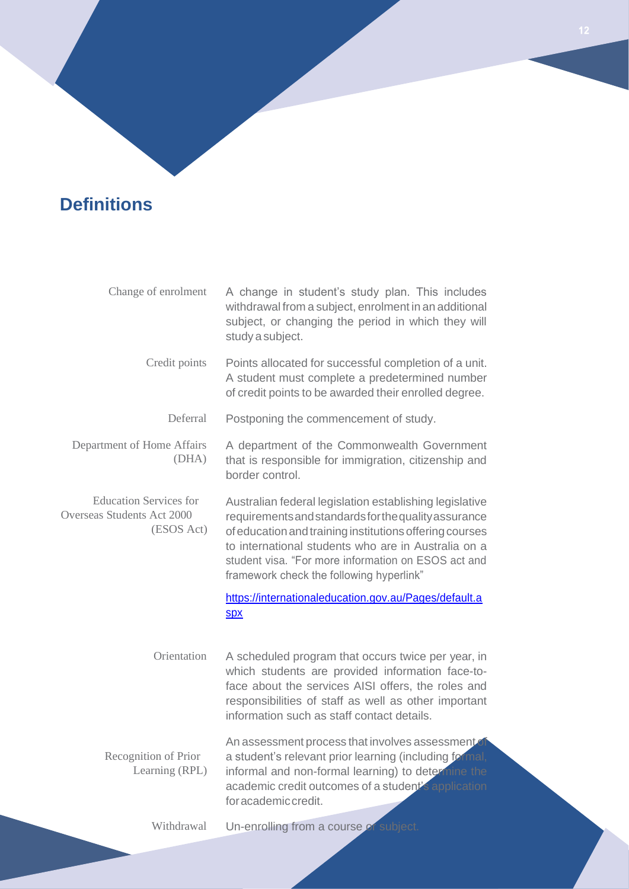## Definitions

| Term | Definition |
| --- | --- |
| Change of enrolment | A change in student's study plan. This includes withdrawal from a subject, enrolment in an additional subject, or changing the period in which they will study a subject. |
| Credit points | Points allocated for successful completion of a unit. A student must complete a predetermined number of credit points to be awarded their enrolled degree. |
| Deferral | Postponing the commencement of study. |
| Department of Home Affairs (DHA) | A department of the Commonwealth Government that is responsible for immigration, citizenship and border control. |
| Education Services for Overseas Students Act 2000 (ESOS Act) | Australian federal legislation establishing legislative requirements and standards for the quality assurance of education and training institutions offering courses to international students who are in Australia on a student visa. "For more information on ESOS act and framework check the following hyperlink" https://internationaleducation.gov.au/Pages/default.aspx |
| Orientation | A scheduled program that occurs twice per year, in which students are provided information face-to-face about the services AISI offers, the roles and responsibilities of staff as well as other important information such as staff contact details. |
| Recognition of Prior Learning (RPL) | An assessment process that involves assessment of a student's relevant prior learning (including formal, informal and non-formal learning) to determine the academic credit outcomes of a student's application for academic credit. |
| Withdrawal | Un-enrolling from a course or subject. |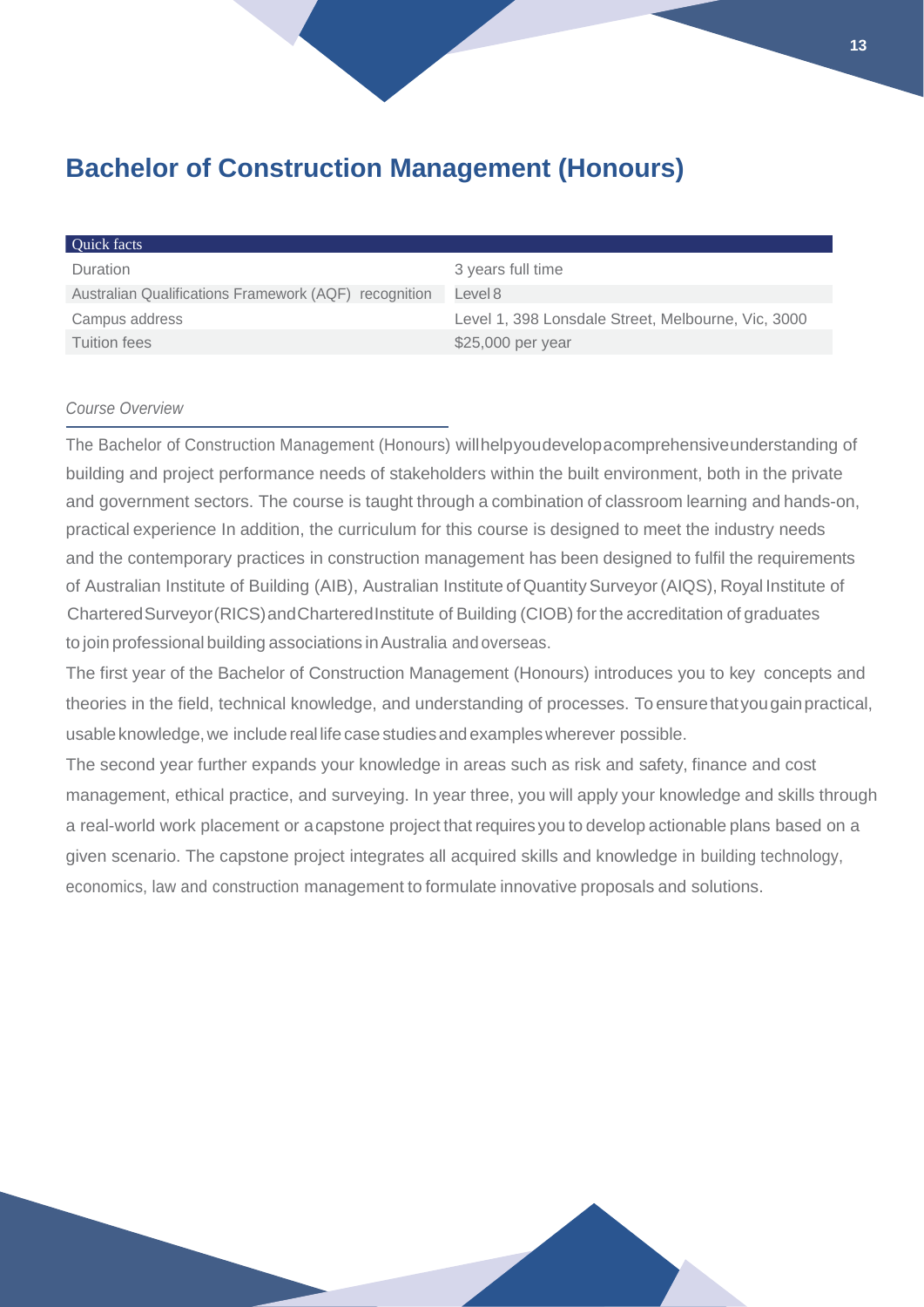# Bachelor of Construction Management (Honours)

| Quick facts | |
|---|---|
| Duration | 3 years full time |
| Australian Qualifications Framework (AQF) recognition | Level 8 |
| Campus address | Level 1, 398 Lonsdale Street, Melbourne, Vic, 3000 |
| Tuition fees | $25,000 per year |

*Course Overview*

The Bachelor of Construction Management (Honours) will help you develop a comprehensive understanding of building and project performance needs of stakeholders within the built environment, both in the private and government sectors. The course is taught through a combination of classroom learning and hands-on, practical experience In addition, the curriculum for this course is designed to meet the industry needs and the contemporary practices in construction management has been designed to fulfil the requirements of Australian Institute of Building (AIB), Australian Institute of Quantity Surveyor (AIQS), Royal Institute of Chartered Surveyor (RICS) and Chartered Institute of Building (CIOB) for the accreditation of graduates to join professional building associations in Australia and overseas.

The first year of the Bachelor of Construction Management (Honours) introduces you to key concepts and theories in the field, technical knowledge, and understanding of processes. To ensure that you gain practical, usable knowledge, we include real life case studies and examples wherever possible.

The second year further expands your knowledge in areas such as risk and safety, finance and cost management, ethical practice, and surveying. In year three, you will apply your knowledge and skills through a real-world work placement or a capstone project that requires you to develop actionable plans based on a given scenario. The capstone project integrates all acquired skills and knowledge in building technology, economics, law and construction management to formulate innovative proposals and solutions.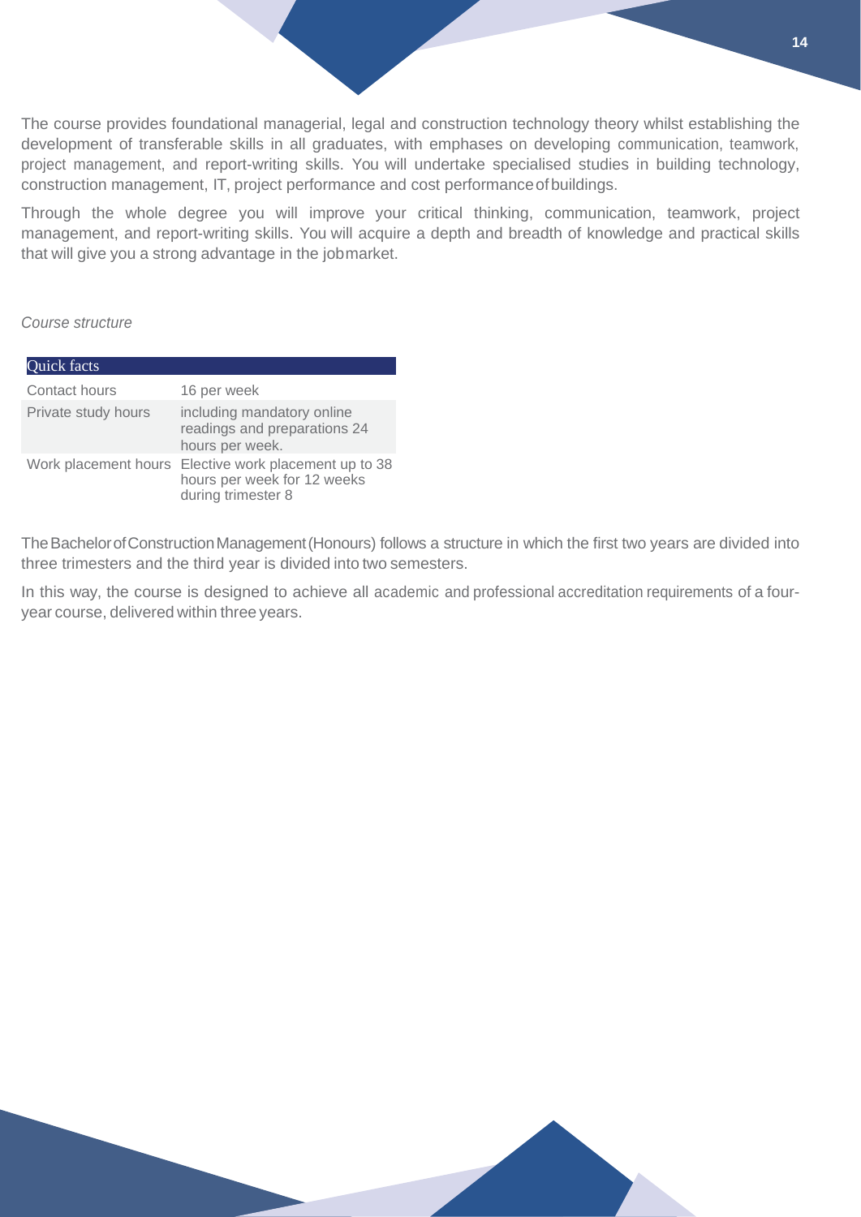The course provides foundational managerial, legal and construction technology theory whilst establishing the development of transferable skills in all graduates, with emphases on developing communication, teamwork, project management, and report-writing skills. You will undertake specialised studies in building technology, construction management, IT, project performance and cost performance of buildings.

Through the whole degree you will improve your critical thinking, communication, teamwork, project management, and report-writing skills. You will acquire a depth and breadth of knowledge and practical skills that will give you a strong advantage in the job market.

*Course structure*

| Quick facts | |
|---|---|
| Contact hours | 16 per week |
| Private study hours | including mandatory online readings and preparations 24 hours per week. |
| Work placement hours | Elective work placement up to 38 hours per week for 12 weeks during trimester 8 |

The Bachelor of Construction Management (Honours) follows a structure in which the first two years are divided into three trimesters and the third year is divided into two semesters.

In this way, the course is designed to achieve all academic and professional accreditation requirements of a four-year course, delivered within three years.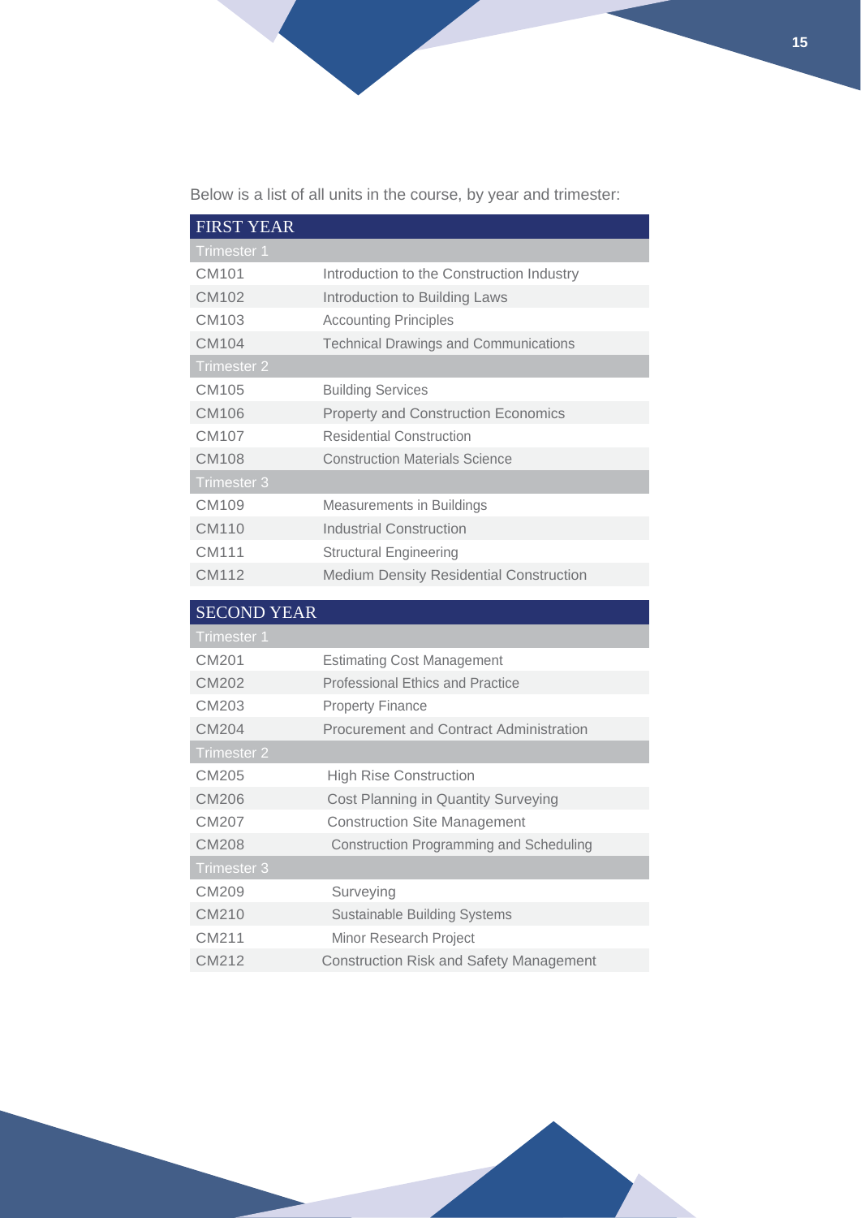Below is a list of all units in the course, by year and trimester:

| FIRST YEAR | |
|---|---|
| **Trimester 1** | |
| CM101 | Introduction to the Construction Industry |
| CM102 | Introduction to Building Laws |
| CM103 | Accounting Principles |
| CM104 | Technical Drawings and Communications |
| **Trimester 2** | |
| CM105 | Building Services |
| CM106 | Property and Construction Economics |
| CM107 | Residential Construction |
| CM108 | Construction Materials Science |
| **Trimester 3** | |
| CM109 | Measurements in Buildings |
| CM110 | Industrial Construction |
| CM111 | Structural Engineering |
| CM112 | Medium Density Residential Construction |

| SECOND YEAR | |
|---|---|
| **Trimester 1** | |
| CM201 | Estimating Cost Management |
| CM202 | Professional Ethics and Practice |
| CM203 | Property Finance |
| CM204 | Procurement and Contract Administration |
| **Trimester 2** | |
| CM205 | High Rise Construction |
| CM206 | Cost Planning in Quantity Surveying |
| CM207 | Construction Site Management |
| CM208 | Construction Programming and Scheduling |
| **Trimester 3** | |
| CM209 | Surveying |
| CM210 | Sustainable Building Systems |
| CM211 | Minor Research Project |
| CM212 | Construction Risk and Safety Management |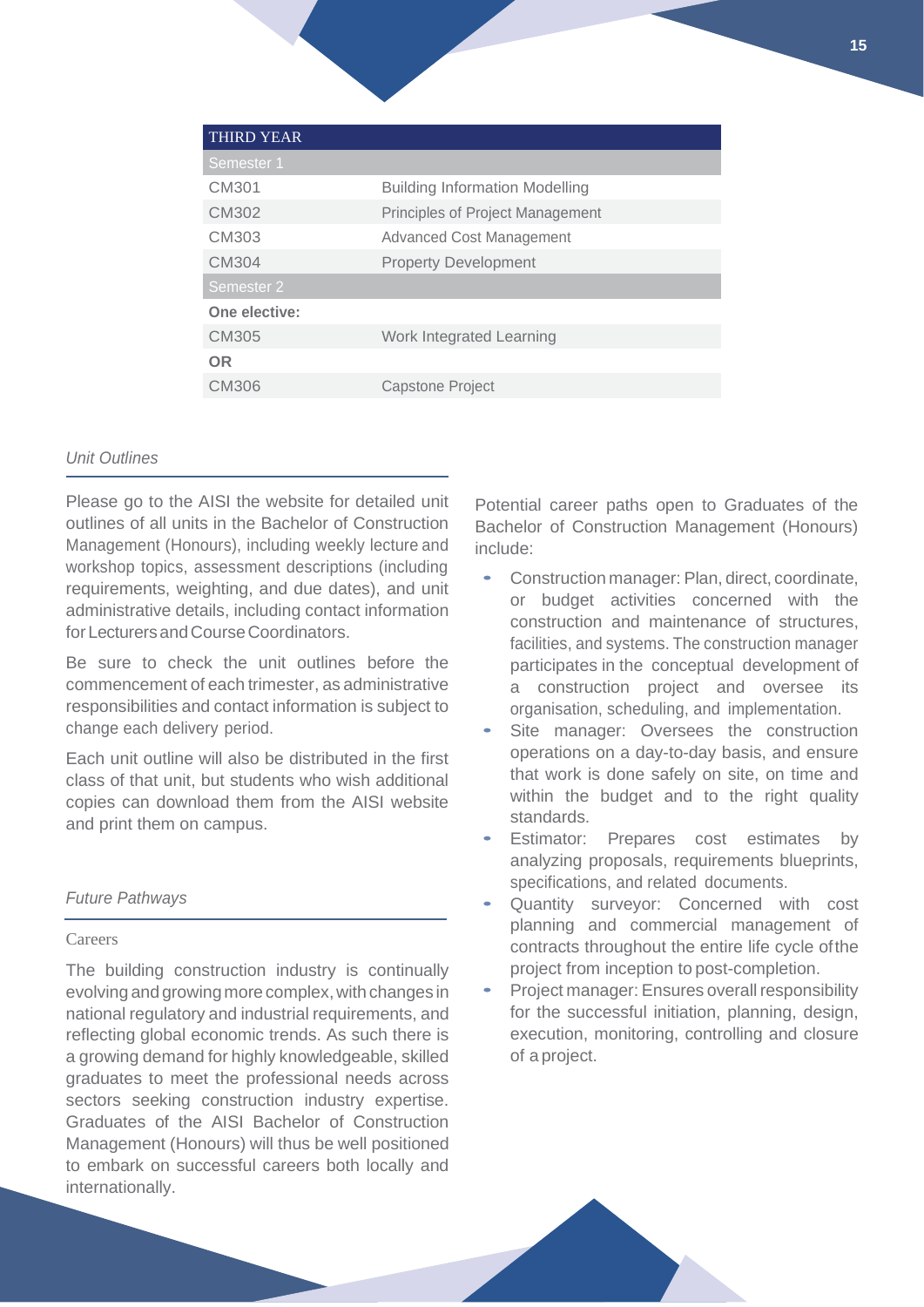| THIRD YEAR | |
|---|---|
| Semester 1 | |
| CM301 | Building Information Modelling |
| CM302 | Principles of Project Management |
| CM303 | Advanced Cost Management |
| CM304 | Property Development |
| Semester 2 | |
| **One elective:** | |
| CM305 | Work Integrated Learning |
| **OR** | |
| CM306 | Capstone Project |

### *Unit Outlines*

Please go to the AISI the website for detailed unit outlines of all units in the Bachelor of Construction Management (Honours), including weekly lecture and workshop topics, assessment descriptions (including requirements, weighting, and due dates), and unit administrative details, including contact information for Lecturers and Course Coordinators.

Be sure to check the unit outlines before the commencement of each trimester, as administrative responsibilities and contact information is subject to change each delivery period.

Each unit outline will also be distributed in the first class of that unit, but students who wish additional copies can download them from the AISI website and print them on campus.

### *Future Pathways*

#### Careers

The building construction industry is continually evolving and growing more complex, with changes in national regulatory and industrial requirements, and reflecting global economic trends. As such there is a growing demand for highly knowledgeable, skilled graduates to meet the professional needs across sectors seeking construction industry expertise. Graduates of the AISI Bachelor of Construction Management (Honours) will thus be well positioned to embark on successful careers both locally and internationally.

Potential career paths open to Graduates of the Bachelor of Construction Management (Honours) include:

- Construction manager: Plan, direct, coordinate, or budget activities concerned with the construction and maintenance of structures, facilities, and systems. The construction manager participates in the conceptual development of a construction project and oversee its organisation, scheduling, and implementation.
- Site manager: Oversees the construction operations on a day-to-day basis, and ensure that work is done safely on site, on time and within the budget and to the right quality standards.
- Estimator: Prepares cost estimates by analyzing proposals, requirements blueprints, specifications, and related documents.
- Quantity surveyor: Concerned with cost planning and commercial management of contracts throughout the entire life cycle of the project from inception to post-completion.
- Project manager: Ensures overall responsibility for the successful initiation, planning, design, execution, monitoring, controlling and closure of a project.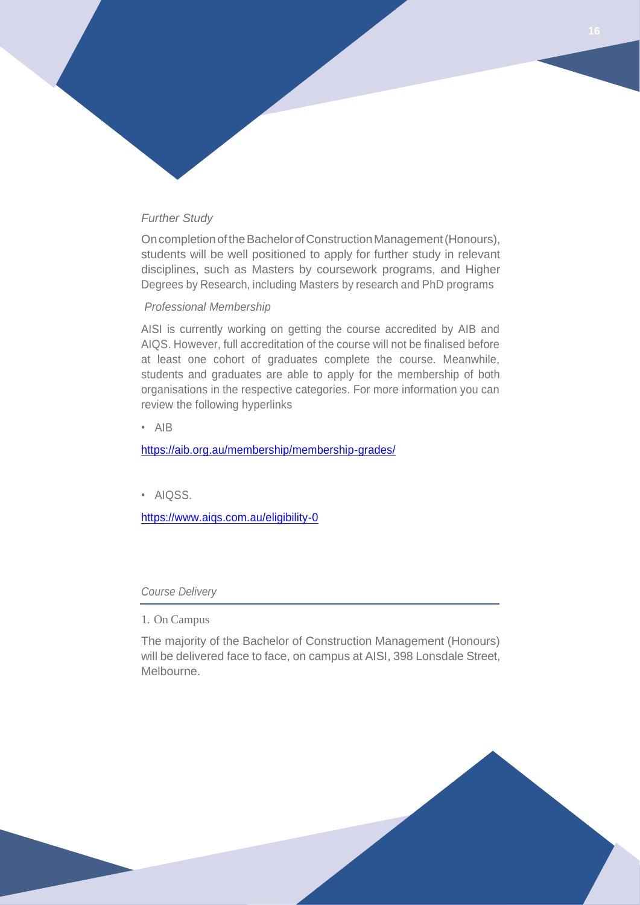*Further Study*

On completion of the Bachelor of Construction Management (Honours), students will be well positioned to apply for further study in relevant disciplines, such as Masters by coursework programs, and Higher Degrees by Research, including Masters by research and PhD programs

*Professional Membership*

AISI is currently working on getting the course accredited by AIB and AIQS. However, full accreditation of the course will not be finalised before at least one cohort of graduates complete the course. Meanwhile, students and graduates are able to apply for the membership of both organisations in the respective categories. For more information you can review the following hyperlinks

- AIB

https://aib.org.au/membership/membership-grades/

- AIQSS.

https://www.aiqs.com.au/eligibility-0

*Course Delivery*

1. On Campus

The majority of the Bachelor of Construction Management (Honours) will be delivered face to face, on campus at AISI, 398 Lonsdale Street, Melbourne.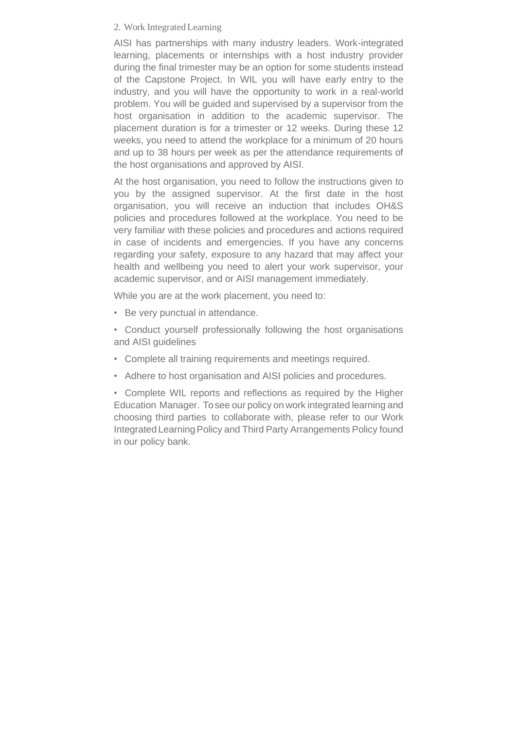## 2. Work Integrated Learning

AISI has partnerships with many industry leaders. Work-integrated learning, placements or internships with a host industry provider during the final trimester may be an option for some students instead of the Capstone Project. In WIL you will have early entry to the industry, and you will have the opportunity to work in a real-world problem. You will be guided and supervised by a supervisor from the host organisation in addition to the academic supervisor. The placement duration is for a trimester or 12 weeks. During these 12 weeks, you need to attend the workplace for a minimum of 20 hours and up to 38 hours per week as per the attendance requirements of the host organisations and approved by AISI.

At the host organisation, you need to follow the instructions given to you by the assigned supervisor. At the first date in the host organisation, you will receive an induction that includes OH&S policies and procedures followed at the workplace. You need to be very familiar with these policies and procedures and actions required in case of incidents and emergencies. If you have any concerns regarding your safety, exposure to any hazard that may affect your health and wellbeing you need to alert your work supervisor, your academic supervisor, and or AISI management immediately.

While you are at the work placement, you need to:

- Be very punctual in attendance.
- Conduct yourself professionally following the host organisations and AISI guidelines
- Complete all training requirements and meetings required.
- Adhere to host organisation and AISI policies and procedures.
- Complete WIL reports and reflections as required by the Higher Education Manager. To see our policy on work integrated learning and choosing third parties to collaborate with, please refer to our Work Integrated Learning Policy and Third Party Arrangements Policy found in our policy bank.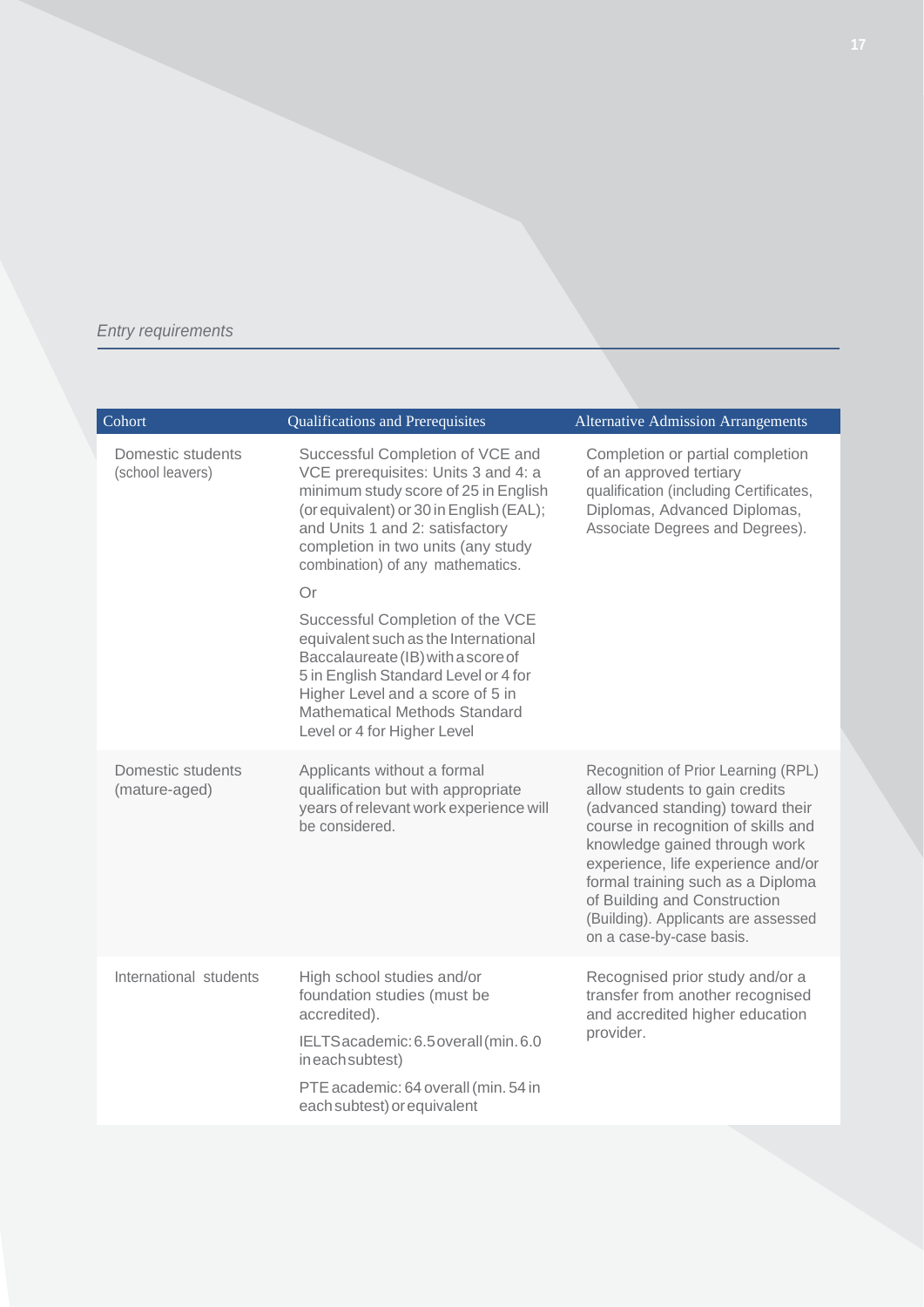*Entry requirements*

| Cohort | Qualifications and Prerequisites | Alternative Admission Arrangements |
| --- | --- | --- |
| Domestic students (school leavers) | Successful Completion of VCE and VCE prerequisites: Units 3 and 4: a minimum study score of 25 in English (or equivalent) or 30 in English (EAL); and Units 1 and 2: satisfactory completion in two units (any study combination) of any mathematics.<br><br>Or<br><br>Successful Completion of the VCE equivalent such as the International Baccalaureate (IB) with a score of 5 in English Standard Level or 4 for Higher Level and a score of 5 in Mathematical Methods Standard Level or 4 for Higher Level | Completion or partial completion of an approved tertiary qualification (including Certificates, Diplomas, Advanced Diplomas, Associate Degrees and Degrees). |
| Domestic students (mature-aged) | Applicants without a formal qualification but with appropriate years of relevant work experience will be considered. | Recognition of Prior Learning (RPL) allow students to gain credits (advanced standing) toward their course in recognition of skills and knowledge gained through work experience, life experience and/or formal training such as a Diploma of Building and Construction (Building). Applicants are assessed on a case-by-case basis. |
| International students | High school studies and/or foundation studies (must be accredited).<br><br>IELTS academic: 6.5 overall (min. 6.0 in each subtest)<br><br>PTE academic: 64 overall (min. 54 in each subtest) or equivalent | Recognised prior study and/or a transfer from another recognised and accredited higher education provider. |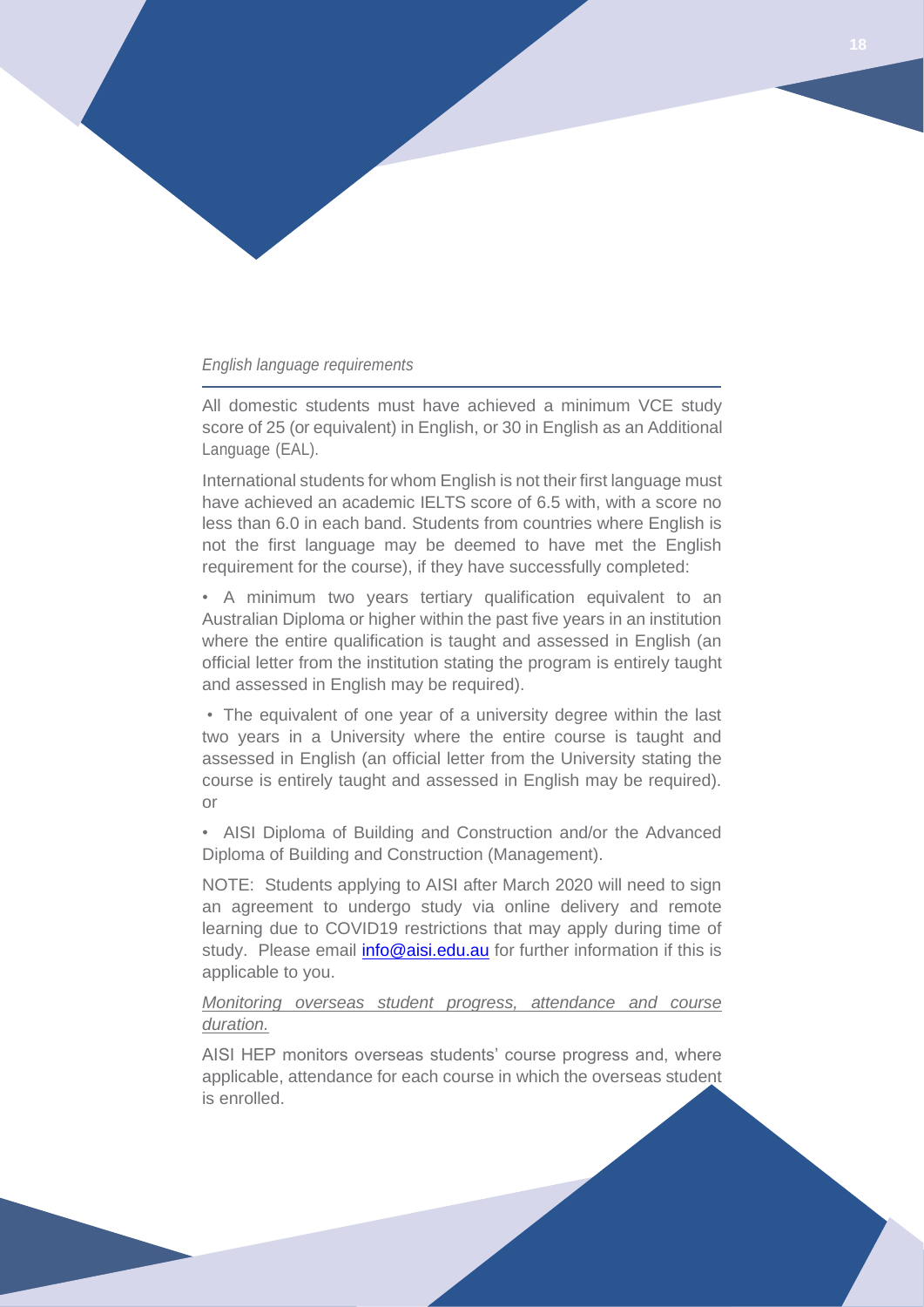*English language requirements*

All domestic students must have achieved a minimum VCE study score of 25 (or equivalent) in English, or 30 in English as an Additional Language (EAL).

International students for whom English is not their first language must have achieved an academic IELTS score of 6.5 with, with a score no less than 6.0 in each band. Students from countries where English is not the first language may be deemed to have met the English requirement for the course), if they have successfully completed:

- A minimum two years tertiary qualification equivalent to an Australian Diploma or higher within the past five years in an institution where the entire qualification is taught and assessed in English (an official letter from the institution stating the program is entirely taught and assessed in English may be required).
- The equivalent of one year of a university degree within the last two years in a University where the entire course is taught and assessed in English (an official letter from the University stating the course is entirely taught and assessed in English may be required). or
- AISI Diploma of Building and Construction and/or the Advanced Diploma of Building and Construction (Management).

NOTE: Students applying to AISI after March 2020 will need to sign an agreement to undergo study via online delivery and remote learning due to COVID19 restrictions that may apply during time of study. Please email [info@aisi.edu.au](mailto:info@aisi.edu.au) for further information if this is applicable to you.

*Monitoring overseas student progress, attendance and course duration.*

AISI HEP monitors overseas students' course progress and, where applicable, attendance for each course in which the overseas student is enrolled.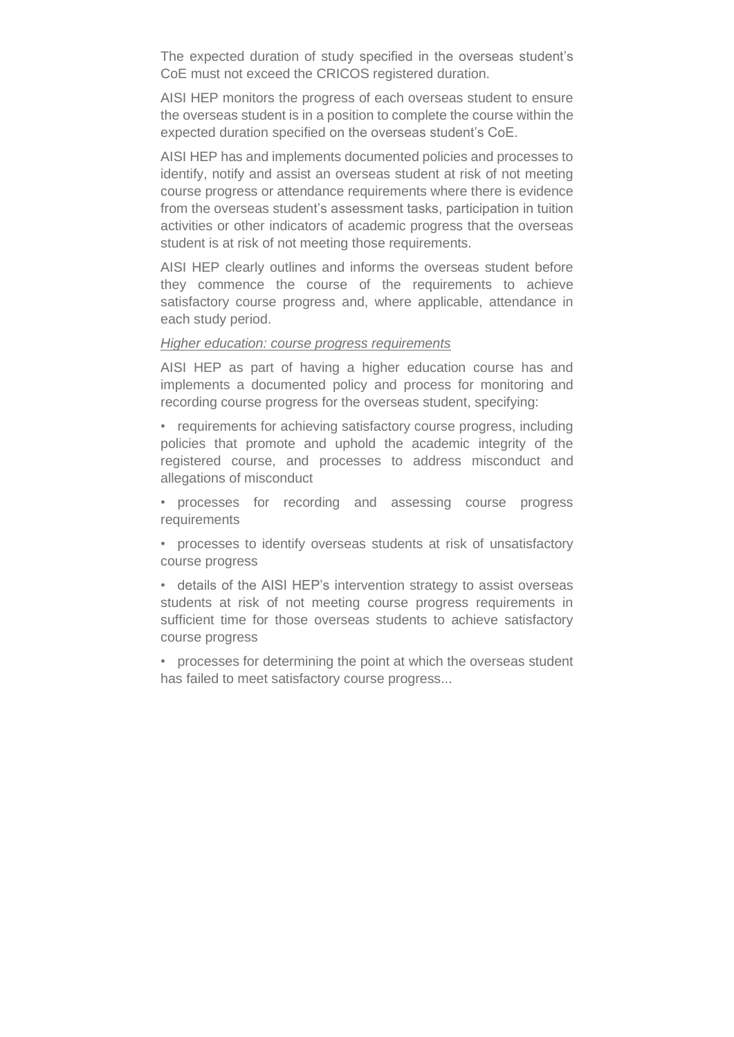The expected duration of study specified in the overseas student's CoE must not exceed the CRICOS registered duration.

AISI HEP monitors the progress of each overseas student to ensure the overseas student is in a position to complete the course within the expected duration specified on the overseas student's CoE.

AISI HEP has and implements documented policies and processes to identify, notify and assist an overseas student at risk of not meeting course progress or attendance requirements where there is evidence from the overseas student's assessment tasks, participation in tuition activities or other indicators of academic progress that the overseas student is at risk of not meeting those requirements.

AISI HEP clearly outlines and informs the overseas student before they commence the course of the requirements to achieve satisfactory course progress and, where applicable, attendance in each study period.

*Higher education: course progress requirements*

AISI HEP as part of having a higher education course has and implements a documented policy and process for monitoring and recording course progress for the overseas student, specifying:

- requirements for achieving satisfactory course progress, including policies that promote and uphold the academic integrity of the registered course, and processes to address misconduct and allegations of misconduct
- processes for recording and assessing course progress requirements
- processes to identify overseas students at risk of unsatisfactory course progress
- details of the AISI HEP's intervention strategy to assist overseas students at risk of not meeting course progress requirements in sufficient time for those overseas students to achieve satisfactory course progress
- processes for determining the point at which the overseas student has failed to meet satisfactory course progress...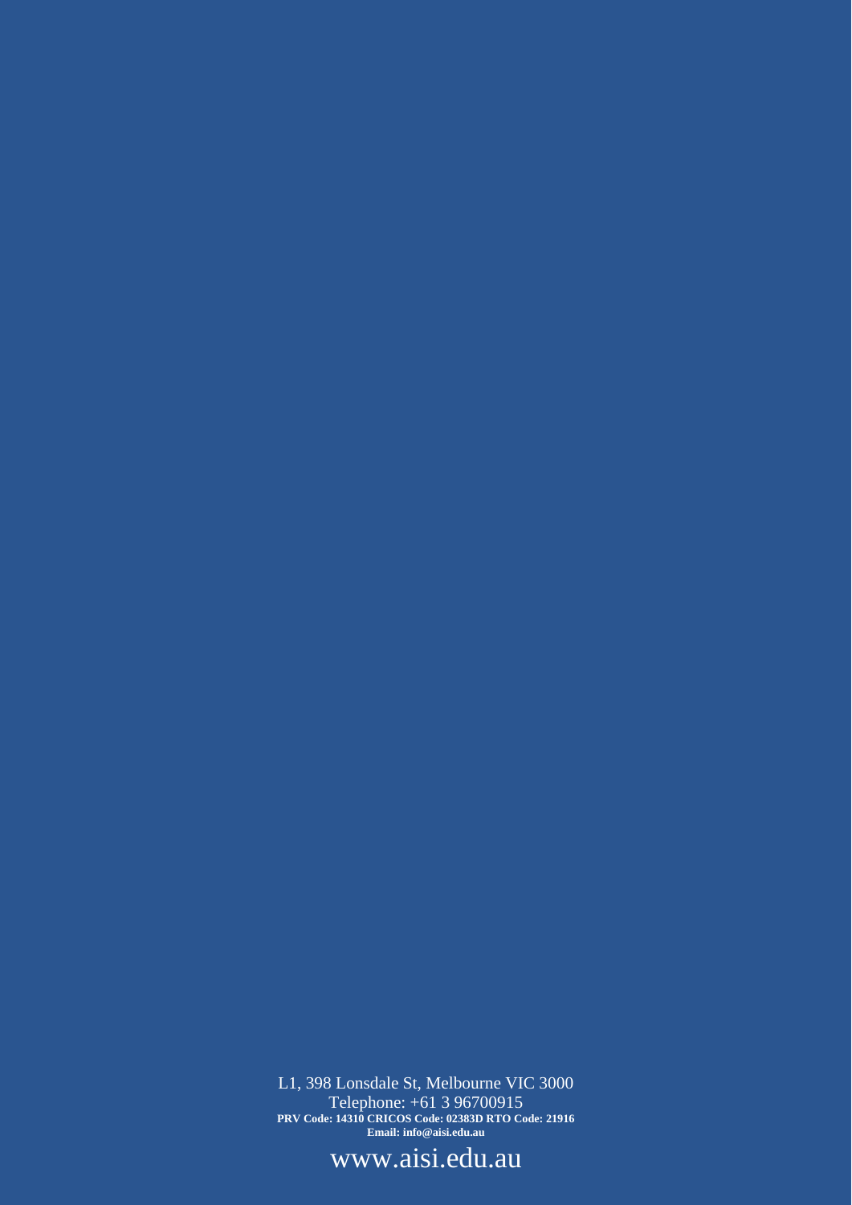L1, 398 Lonsdale St, Melbourne VIC 3000
Telephone: +61 3 96700915
**PRV Code: 14310 CRICOS Code: 02383D RTO Code: 21916**
**Email: info@aisi.edu.au**

www.aisi.edu.au